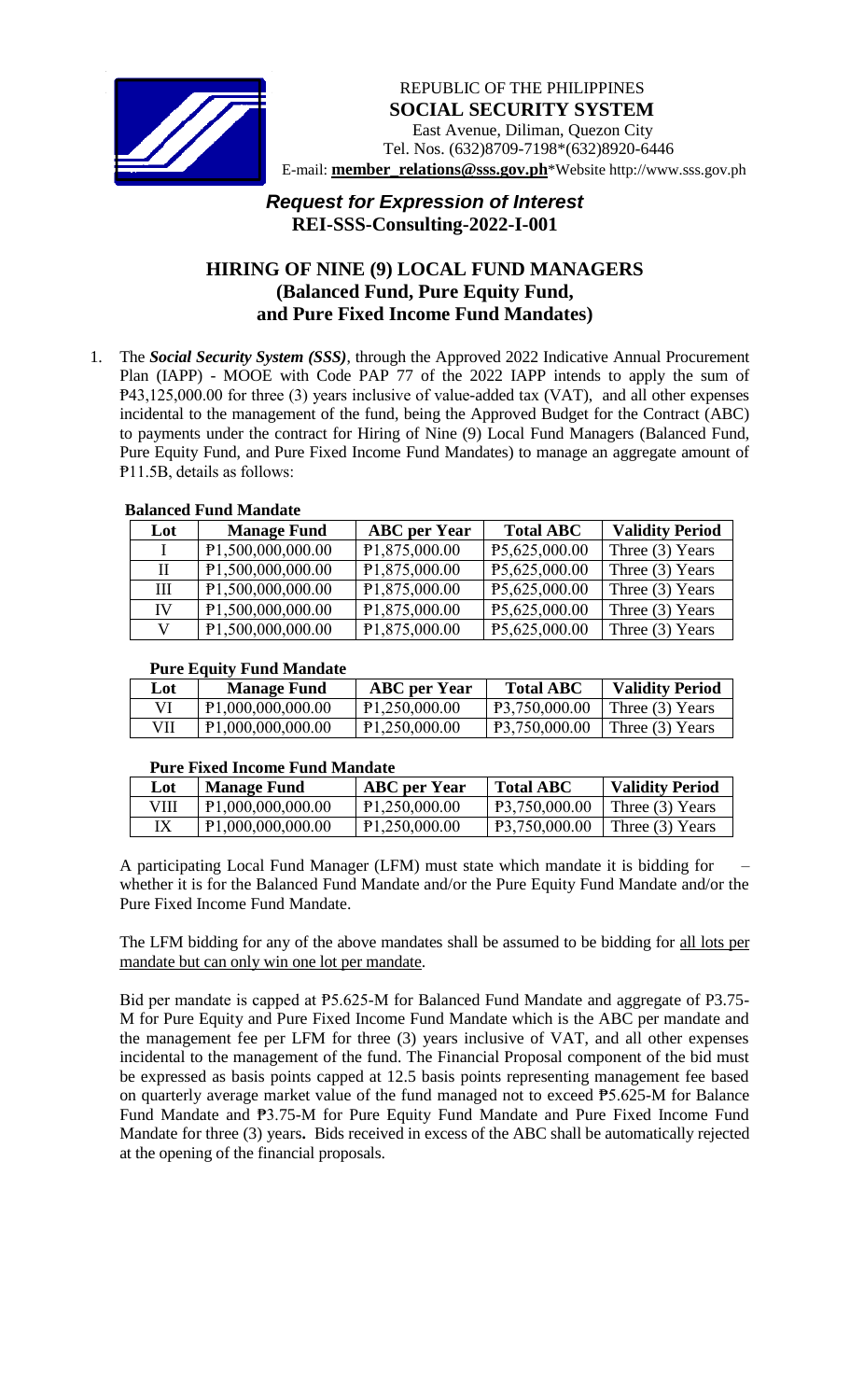REPUBLIC OF THE PHILIPPINES
**SOCIAL SECURITY SYSTEM**
East Avenue, Diliman, Quezon City
Tel. Nos. (632)8709-7198*(632)8920-6446
E-mail: **member_relations@sss.gov.ph***Website http://www.sss.gov.ph

## *Request for Expression of Interest*
## REI-SSS-Consulting-2022-I-001

## HIRING OF NINE (9) LOCAL FUND MANAGERS (Balanced Fund, Pure Equity Fund, and Pure Fixed Income Fund Mandates)

1. The ***Social Security System (SSS)***, through the Approved 2022 Indicative Annual Procurement Plan (IAPP) - MOOE with Code PAP 77 of the 2022 IAPP intends to apply the sum of ₱43,125,000.00 for three (3) years inclusive of value-added tax (VAT), and all other expenses incidental to the management of the fund, being the Approved Budget for the Contract (ABC) to payments under the contract for Hiring of Nine (9) Local Fund Managers (Balanced Fund, Pure Equity Fund, and Pure Fixed Income Fund Mandates) to manage an aggregate amount of ₱11.5B, details as follows:

**Balanced Fund Mandate**

| Lot | Manage Fund | ABC per Year | Total ABC | Validity Period |
|---|---|---|---|---|
| I | ₱1,500,000,000.00 | ₱1,875,000.00 | ₱5,625,000.00 | Three (3) Years |
| II | ₱1,500,000,000.00 | ₱1,875,000.00 | ₱5,625,000.00 | Three (3) Years |
| III | ₱1,500,000,000.00 | ₱1,875,000.00 | ₱5,625,000.00 | Three (3) Years |
| IV | ₱1,500,000,000.00 | ₱1,875,000.00 | ₱5,625,000.00 | Three (3) Years |
| V | ₱1,500,000,000.00 | ₱1,875,000.00 | ₱5,625,000.00 | Three (3) Years |

**Pure Equity Fund Mandate**

| Lot | Manage Fund | ABC per Year | Total ABC | Validity Period |
|---|---|---|---|---|
| VI | ₱1,000,000,000.00 | ₱1,250,000.00 | ₱3,750,000.00 | Three (3) Years |
| VII | ₱1,000,000,000.00 | ₱1,250,000.00 | ₱3,750,000.00 | Three (3) Years |

**Pure Fixed Income Fund Mandate**

| Lot | Manage Fund | ABC per Year | Total ABC | Validity Period |
|---|---|---|---|---|
| VIII | ₱1,000,000,000.00 | ₱1,250,000.00 | ₱3,750,000.00 | Three (3) Years |
| IX | ₱1,000,000,000.00 | ₱1,250,000.00 | ₱3,750,000.00 | Three (3) Years |

A participating Local Fund Manager (LFM) must state which mandate it is bidding for – whether it is for the Balanced Fund Mandate and/or the Pure Equity Fund Mandate and/or the Pure Fixed Income Fund Mandate.

The LFM bidding for any of the above mandates shall be assumed to be bidding for <u>all lots per mandate but can only win one lot per mandate</u>.

Bid per mandate is capped at ₱5.625-M for Balanced Fund Mandate and aggregate of ₱3.75-M for Pure Equity and Pure Fixed Income Fund Mandate which is the ABC per mandate and the management fee per LFM for three (3) years inclusive of VAT, and all other expenses incidental to the management of the fund. The Financial Proposal component of the bid must be expressed as basis points capped at 12.5 basis points representing management fee based on quarterly average market value of the fund managed not to exceed ₱5.625-M for Balance Fund Mandate and ₱3.75-M for Pure Equity Fund Mandate and Pure Fixed Income Fund Mandate for three (3) years**.** Bids received in excess of the ABC shall be automatically rejected at the opening of the financial proposals.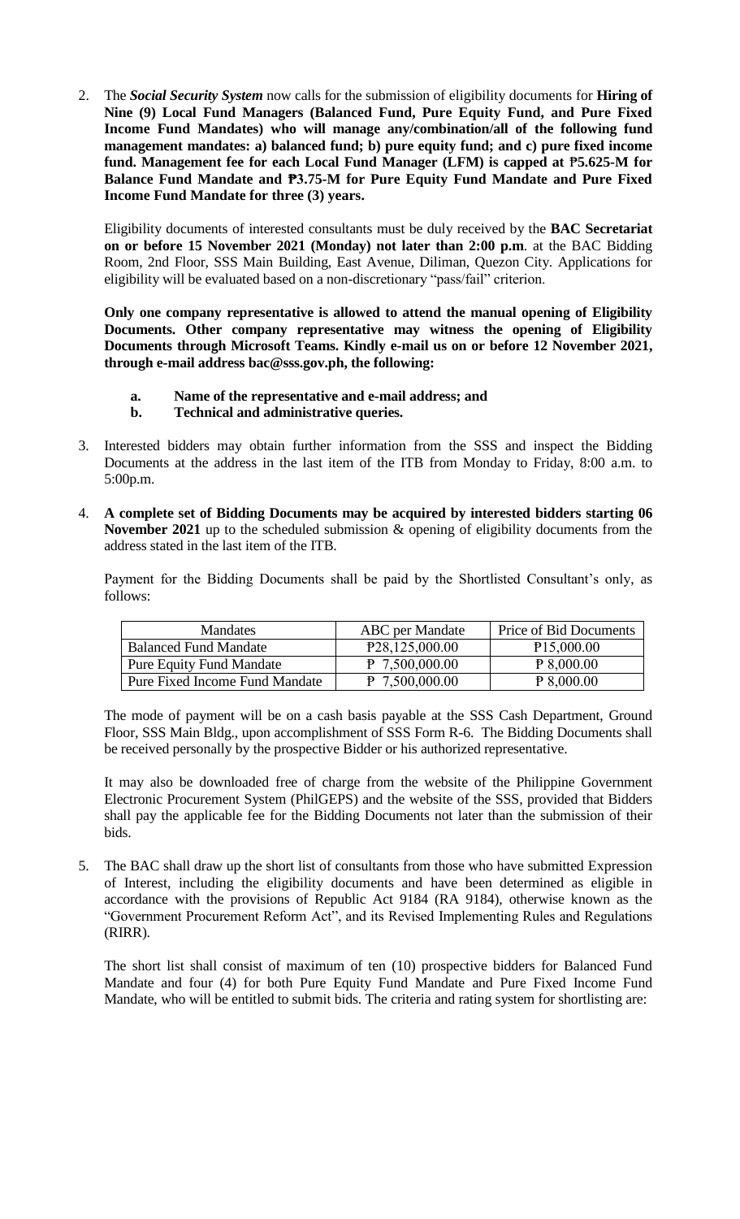2. The ***Social Security System*** now calls for the submission of eligibility documents for **Hiring of Nine (9) Local Fund Managers (Balanced Fund, Pure Equity Fund, and Pure Fixed Income Fund Mandates) who will manage any/combination/all of the following fund management mandates: a) balanced fund; b) pure equity fund; and c) pure fixed income fund. Management fee for each Local Fund Manager (LFM) is capped at ₱5.625-M for Balance Fund Mandate and ₱3.75-M for Pure Equity Fund Mandate and Pure Fixed Income Fund Mandate for three (3) years.**

   Eligibility documents of interested consultants must be duly received by the **BAC Secretariat on or before 15 November 2021 (Monday) not later than 2:00 p.m**. at the BAC Bidding Room, 2nd Floor, SSS Main Building, East Avenue, Diliman, Quezon City. Applications for eligibility will be evaluated based on a non-discretionary "pass/fail" criterion.

   **Only one company representative is allowed to attend the manual opening of Eligibility Documents. Other company representative may witness the opening of Eligibility Documents through Microsoft Teams. Kindly e-mail us on or before 12 November 2021, through e-mail address bac@sss.gov.ph, the following:**

   **a. Name of the representative and e-mail address; and**
   **b. Technical and administrative queries.**

3. Interested bidders may obtain further information from the SSS and inspect the Bidding Documents at the address in the last item of the ITB from Monday to Friday, 8:00 a.m. to 5:00p.m.

4. **A complete set of Bidding Documents may be acquired by interested bidders starting 06 November 2021** up to the scheduled submission & opening of eligibility documents from the address stated in the last item of the ITB.

   Payment for the Bidding Documents shall be paid by the Shortlisted Consultant's only, as follows:

| Mandates | ABC per Mandate | Price of Bid Documents |
|---|---|---|
| Balanced Fund Mandate | ₱28,125,000.00 | ₱15,000.00 |
| Pure Equity Fund Mandate | ₱ 7,500,000.00 | ₱ 8,000.00 |
| Pure Fixed Income Fund Mandate | ₱ 7,500,000.00 | ₱ 8,000.00 |

   The mode of payment will be on a cash basis payable at the SSS Cash Department, Ground Floor, SSS Main Bldg., upon accomplishment of SSS Form R-6. The Bidding Documents shall be received personally by the prospective Bidder or his authorized representative.

   It may also be downloaded free of charge from the website of the Philippine Government Electronic Procurement System (PhilGEPS) and the website of the SSS, provided that Bidders shall pay the applicable fee for the Bidding Documents not later than the submission of their bids.

5. The BAC shall draw up the short list of consultants from those who have submitted Expression of Interest, including the eligibility documents and have been determined as eligible in accordance with the provisions of Republic Act 9184 (RA 9184), otherwise known as the "Government Procurement Reform Act", and its Revised Implementing Rules and Regulations (RIRR).

   The short list shall consist of maximum of ten (10) prospective bidders for Balanced Fund Mandate and four (4) for both Pure Equity Fund Mandate and Pure Fixed Income Fund Mandate, who will be entitled to submit bids. The criteria and rating system for shortlisting are: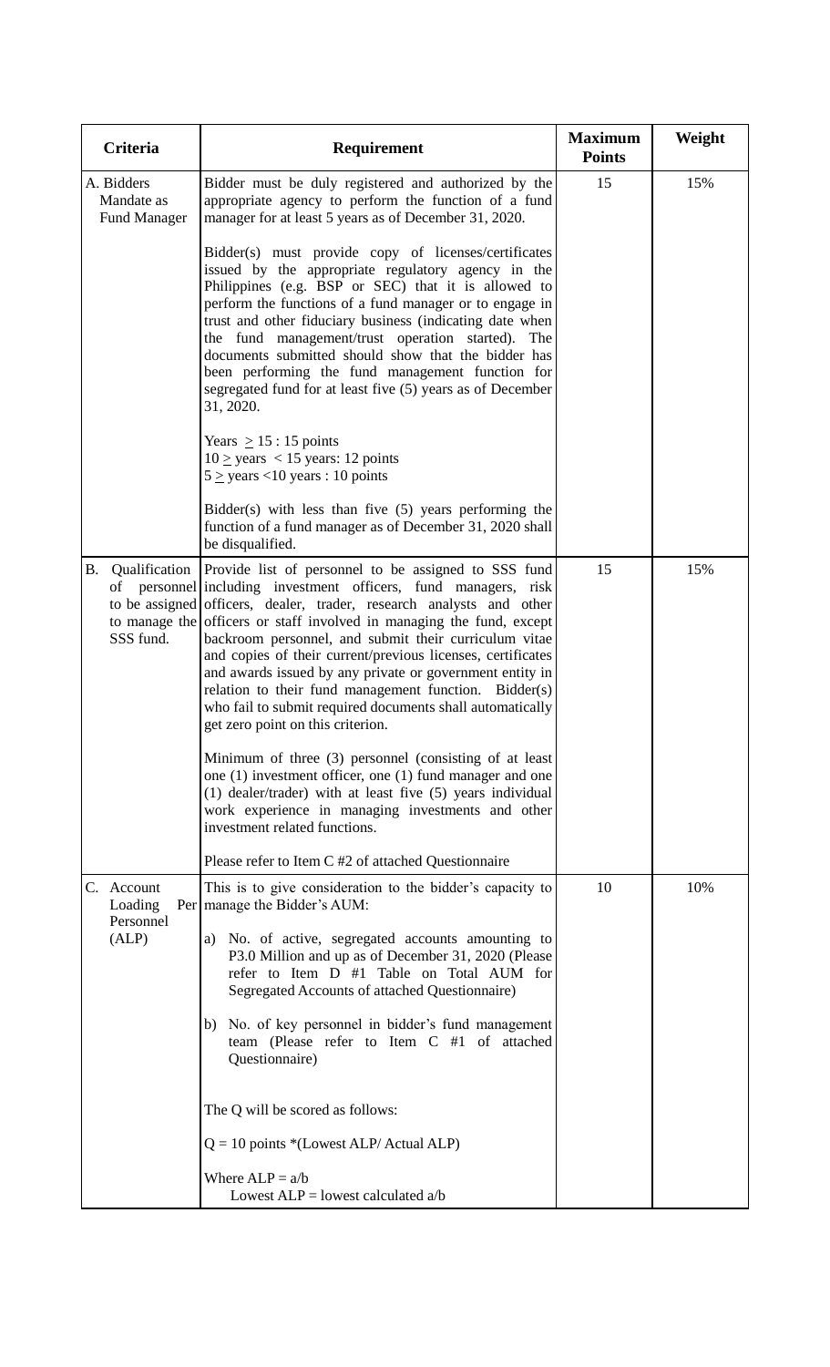| Criteria | Requirement | Maximum Points | Weight |
|---|---|---|---|
| A. Bidders Mandate as Fund Manager | Bidder must be duly registered and authorized by the appropriate agency to perform the function of a fund manager for at least 5 years as of December 31, 2020.<br><br>Bidder(s) must provide copy of licenses/certificates issued by the appropriate regulatory agency in the Philippines (e.g. BSP or SEC) that it is allowed to perform the functions of a fund manager or to engage in trust and other fiduciary business (indicating date when the fund management/trust operation started). The documents submitted should show that the bidder has been performing the fund management function for segregated fund for at least five (5) years as of December 31, 2020.<br><br>Years $\geq$ 15 : 15 points<br>10 $\geq$ years < 15 years: 12 points<br>5 $\geq$ years <10 years : 10 points<br><br>Bidder(s) with less than five (5) years performing the function of a fund manager as of December 31, 2020 shall be disqualified. | 15 | 15% |
| B. Qualification of personnel to be assigned to manage the SSS fund. | Provide list of personnel to be assigned to SSS fund including investment officers, fund managers, risk officers, dealer, trader, research analysts and other officers or staff involved in managing the fund, except backroom personnel, and submit their curriculum vitae and copies of their current/previous licenses, certificates and awards issued by any private or government entity in relation to their fund management function. Bidder(s) who fail to submit required documents shall automatically get zero point on this criterion.<br><br>Minimum of three (3) personnel (consisting of at least one (1) investment officer, one (1) fund manager and one (1) dealer/trader) with at least five (5) years individual work experience in managing investments and other investment related functions.<br><br>Please refer to Item C #2 of attached Questionnaire | 15 | 15% |
| C. Account Loading Per Personnel (ALP) | This is to give consideration to the bidder's capacity to manage the Bidder's AUM:<br><br>a) No. of active, segregated accounts amounting to P3.0 Million and up as of December 31, 2020 (Please refer to Item D #1 Table on Total AUM for Segregated Accounts of attached Questionnaire)<br><br>b) No. of key personnel in bidder's fund management team (Please refer to Item C #1 of attached Questionnaire)<br><br>The Q will be scored as follows:<br><br>Q = 10 points *(Lowest ALP/ Actual ALP)<br><br>Where ALP = a/b<br>Lowest ALP = lowest calculated a/b | 10 | 10% |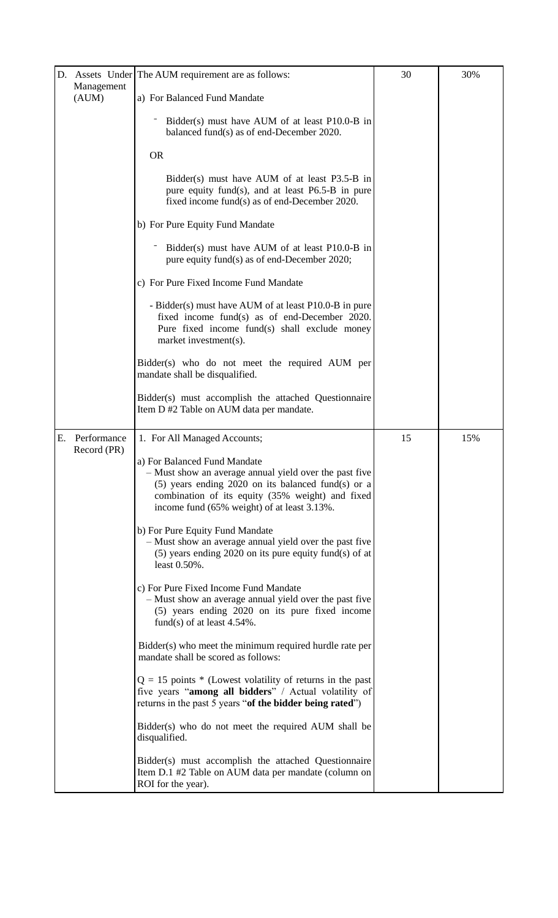| D. Assets Under Management (AUM) | The AUM requirement are as follows:<br><br>a) For Balanced Fund Mandate<br><br>- Bidder(s) must have AUM of at least P10.0-B in balanced fund(s) as of end-December 2020.<br><br>OR<br><br>Bidder(s) must have AUM of at least P3.5-B in pure equity fund(s), and at least P6.5-B in pure fixed income fund(s) as of end-December 2020.<br><br>b) For Pure Equity Fund Mandate<br><br>- Bidder(s) must have AUM of at least P10.0-B in pure equity fund(s) as of end-December 2020;<br><br>c) For Pure Fixed Income Fund Mandate<br><br>- Bidder(s) must have AUM of at least P10.0-B in pure fixed income fund(s) as of end-December 2020. Pure fixed income fund(s) shall exclude money market investment(s).<br><br>Bidder(s) who do not meet the required AUM per mandate shall be disqualified.<br><br>Bidder(s) must accomplish the attached Questionnaire Item D #2 Table on AUM data per mandate. | 30 | 30% |
|---|---|---|---|
| E. Performance Record (PR) | 1. For All Managed Accounts;<br><br>a) For Balanced Fund Mandate<br>– Must show an average annual yield over the past five (5) years ending 2020 on its balanced fund(s) or a combination of its equity (35% weight) and fixed income fund (65% weight) of at least 3.13%.<br><br>b) For Pure Equity Fund Mandate<br>– Must show an average annual yield over the past five (5) years ending 2020 on its pure equity fund(s) of at least 0.50%.<br><br>c) For Pure Fixed Income Fund Mandate<br>– Must show an average annual yield over the past five (5) years ending 2020 on its pure fixed income fund(s) of at least 4.54%.<br><br>Bidder(s) who meet the minimum required hurdle rate per mandate shall be scored as follows:<br><br>Q = 15 points * (Lowest volatility of returns in the past five years "**among all bidders**" / Actual volatility of returns in the past 5 years "**of the bidder being rated**")<br><br>Bidder(s) who do not meet the required AUM shall be disqualified.<br><br>Bidder(s) must accomplish the attached Questionnaire Item D.1 #2 Table on AUM data per mandate (column on ROI for the year). | 15 | 15% |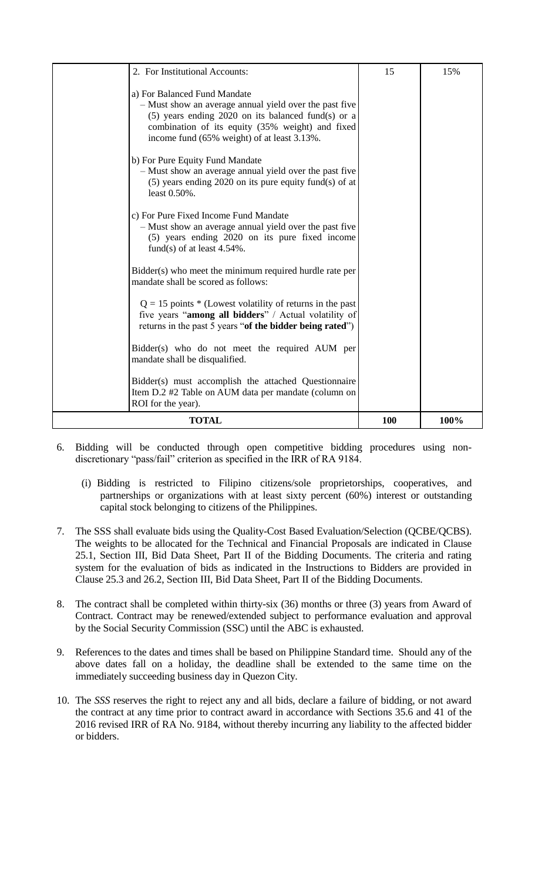| | 2. For Institutional Accounts:<br><br>a) For Balanced Fund Mandate<br>– Must show an average annual yield over the past five (5) years ending 2020 on its balanced fund(s) or a combination of its equity (35% weight) and fixed income fund (65% weight) of at least 3.13%.<br><br>b) For Pure Equity Fund Mandate<br>– Must show an average annual yield over the past five (5) years ending 2020 on its pure equity fund(s) of at least 0.50%.<br><br>c) For Pure Fixed Income Fund Mandate<br>– Must show an average annual yield over the past five (5) years ending 2020 on its pure fixed income fund(s) of at least 4.54%.<br><br>Bidder(s) who meet the minimum required hurdle rate per mandate shall be scored as follows:<br><br>Q = 15 points * (Lowest volatility of returns in the past five years "**among all bidders**" / Actual volatility of returns in the past 5 years "**of the bidder being rated**")<br><br>Bidder(s) who do not meet the required AUM per mandate shall be disqualified.<br><br>Bidder(s) must accomplish the attached Questionnaire Item D.2 #2 Table on AUM data per mandate (column on ROI for the year). | 15 | 15% |
|---|---|---|---|
| **TOTAL** | | **100** | **100%** |

6. Bidding will be conducted through open competitive bidding procedures using non-discretionary "pass/fail" criterion as specified in the IRR of RA 9184.

   (i) Bidding is restricted to Filipino citizens/sole proprietorships, cooperatives, and partnerships or organizations with at least sixty percent (60%) interest or outstanding capital stock belonging to citizens of the Philippines.

7. The SSS shall evaluate bids using the Quality-Cost Based Evaluation/Selection (QCBE/QCBS). The weights to be allocated for the Technical and Financial Proposals are indicated in Clause 25.1, Section III, Bid Data Sheet, Part II of the Bidding Documents. The criteria and rating system for the evaluation of bids as indicated in the Instructions to Bidders are provided in Clause 25.3 and 26.2, Section III, Bid Data Sheet, Part II of the Bidding Documents.

8. The contract shall be completed within thirty-six (36) months or three (3) years from Award of Contract. Contract may be renewed/extended subject to performance evaluation and approval by the Social Security Commission (SSC) until the ABC is exhausted.

9. References to the dates and times shall be based on Philippine Standard time. Should any of the above dates fall on a holiday, the deadline shall be extended to the same time on the immediately succeeding business day in Quezon City.

10. The *SSS* reserves the right to reject any and all bids, declare a failure of bidding, or not award the contract at any time prior to contract award in accordance with Sections 35.6 and 41 of the 2016 revised IRR of RA No. 9184, without thereby incurring any liability to the affected bidder or bidders.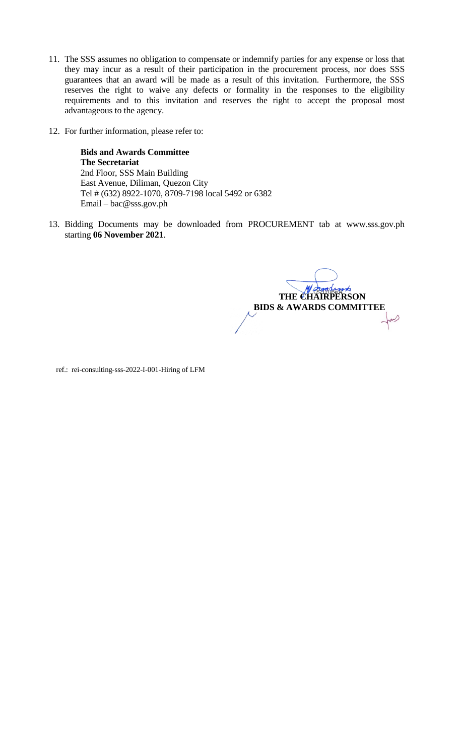11. The SSS assumes no obligation to compensate or indemnify parties for any expense or loss that they may incur as a result of their participation in the procurement process, nor does SSS guarantees that an award will be made as a result of this invitation. Furthermore, the SSS reserves the right to waive any defects or formality in the responses to the eligibility requirements and to this invitation and reserves the right to accept the proposal most advantageous to the agency.

12. For further information, please refer to:

    **Bids and Awards Committee**
    **The Secretariat**
    2nd Floor, SSS Main Building
    East Avenue, Diliman, Quezon City
    Tel # (632) 8922-1070, 8709-7198 local 5492 or 6382
    Email – bac@sss.gov.ph

13. Bidding Documents may be downloaded from PROCUREMENT tab at www.sss.gov.ph starting **06 November 2021**.

**THE CHAIRPERSON**
**BIDS & AWARDS COMMITTEE**

ref.: rei-consulting-sss-2022-I-001-Hiring of LFM